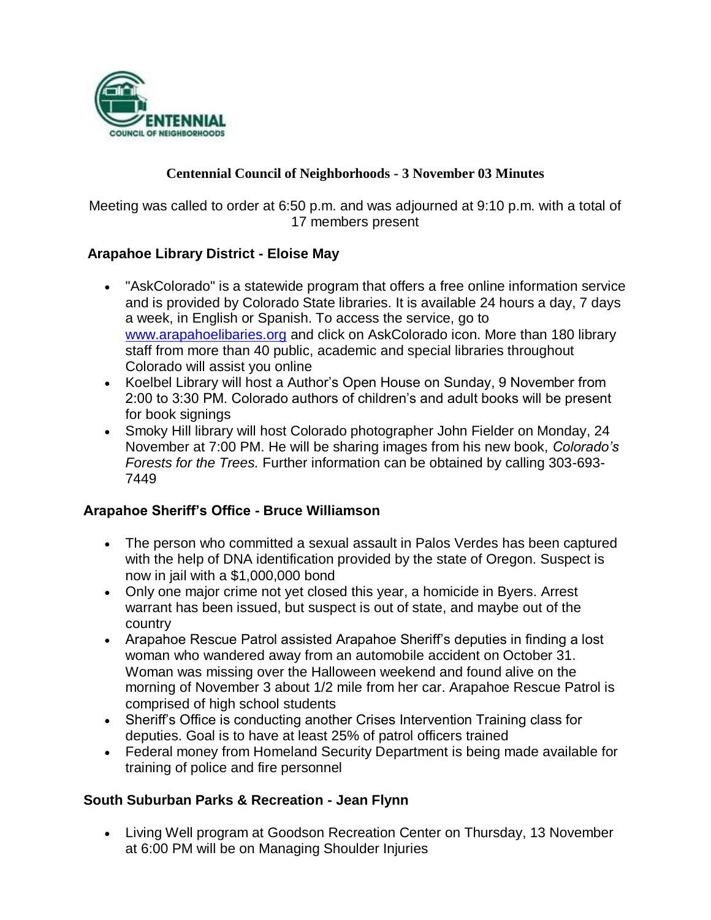CENTENNIAL COUNCIL OF NEIGHBORHOODS

# Centennial Council of Neighborhoods - 3 November 03 Minutes

Meeting was called to order at 6:50 p.m. and was adjourned at 9:10 p.m. with a total of 17 members present

## Arapahoe Library District - Eloise May

- "AskColorado" is a statewide program that offers a free online information service and is provided by Colorado State libraries. It is available 24 hours a day, 7 days a week, in English or Spanish. To access the service, go to [www.arapahoelibaries.org](www.arapahoelibaries.org) and click on AskColorado icon. More than 180 library staff from more than 40 public, academic and special libraries throughout Colorado will assist you online
- Koelbel Library will host a Author's Open House on Sunday, 9 November from 2:00 to 3:30 PM. Colorado authors of children's and adult books will be present for book signings
- Smoky Hill library will host Colorado photographer John Fielder on Monday, 24 November at 7:00 PM. He will be sharing images from his new book, *Colorado's Forests for the Trees.* Further information can be obtained by calling 303-693-7449

## Arapahoe Sheriff's Office - Bruce Williamson

- The person who committed a sexual assault in Palos Verdes has been captured with the help of DNA identification provided by the state of Oregon. Suspect is now in jail with a $1,000,000 bond
- Only one major crime not yet closed this year, a homicide in Byers. Arrest warrant has been issued, but suspect is out of state, and maybe out of the country
- Arapahoe Rescue Patrol assisted Arapahoe Sheriff's deputies in finding a lost woman who wandered away from an automobile accident on October 31. Woman was missing over the Halloween weekend and found alive on the morning of November 3 about 1/2 mile from her car. Arapahoe Rescue Patrol is comprised of high school students
- Sheriff's Office is conducting another Crises Intervention Training class for deputies. Goal is to have at least 25% of patrol officers trained
- Federal money from Homeland Security Department is being made available for training of police and fire personnel

## South Suburban Parks & Recreation - Jean Flynn

- Living Well program at Goodson Recreation Center on Thursday, 13 November at 6:00 PM will be on Managing Shoulder Injuries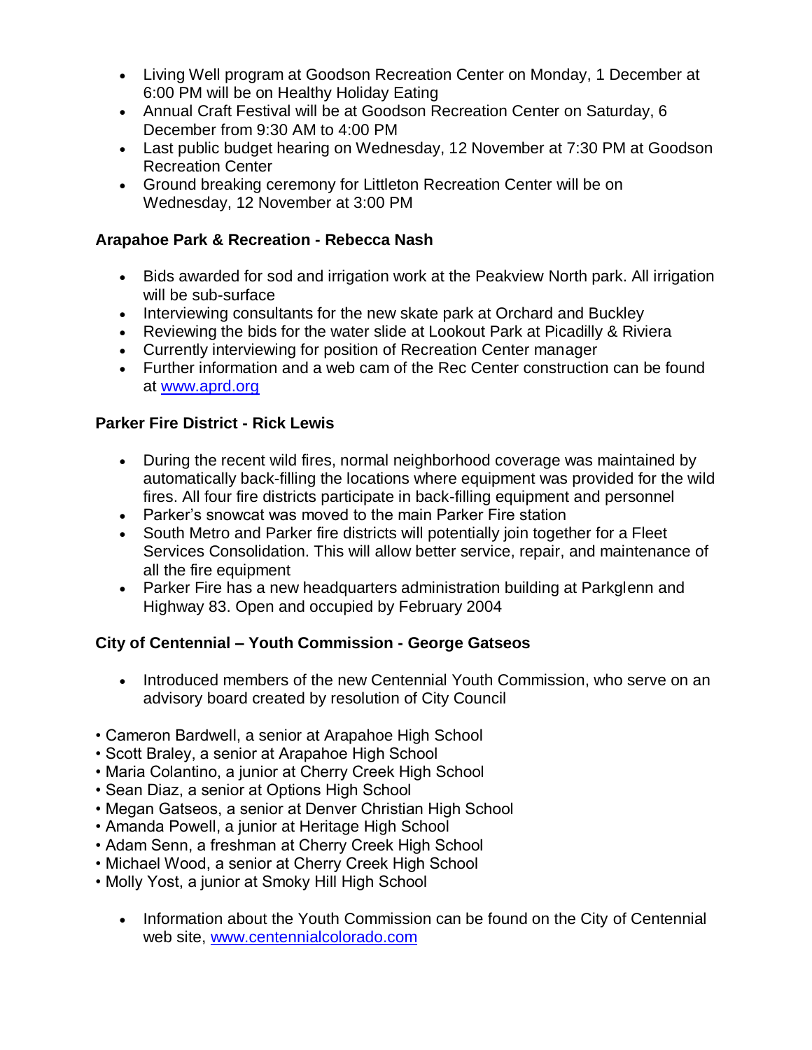- Living Well program at Goodson Recreation Center on Monday, 1 December at 6:00 PM will be on Healthy Holiday Eating
- Annual Craft Festival will be at Goodson Recreation Center on Saturday, 6 December from 9:30 AM to 4:00 PM
- Last public budget hearing on Wednesday, 12 November at 7:30 PM at Goodson Recreation Center
- Ground breaking ceremony for Littleton Recreation Center will be on Wednesday, 12 November at 3:00 PM

**Arapahoe Park & Recreation - Rebecca Nash**

- Bids awarded for sod and irrigation work at the Peakview North park. All irrigation will be sub-surface
- Interviewing consultants for the new skate park at Orchard and Buckley
- Reviewing the bids for the water slide at Lookout Park at Picadilly & Riviera
- Currently interviewing for position of Recreation Center manager
- Further information and a web cam of the Rec Center construction can be found at www.aprd.org

**Parker Fire District - Rick Lewis**

- During the recent wild fires, normal neighborhood coverage was maintained by automatically back-filling the locations where equipment was provided for the wild fires. All four fire districts participate in back-filling equipment and personnel
- Parker's snowcat was moved to the main Parker Fire station
- South Metro and Parker fire districts will potentially join together for a Fleet Services Consolidation. This will allow better service, repair, and maintenance of all the fire equipment
- Parker Fire has a new headquarters administration building at Parkglenn and Highway 83. Open and occupied by February 2004

**City of Centennial – Youth Commission - George Gatseos**

- Introduced members of the new Centennial Youth Commission, who serve on an advisory board created by resolution of City Council

• Cameron Bardwell, a senior at Arapahoe High School
• Scott Braley, a senior at Arapahoe High School
• Maria Colantino, a junior at Cherry Creek High School
• Sean Diaz, a senior at Options High School
• Megan Gatseos, a senior at Denver Christian High School
• Amanda Powell, a junior at Heritage High School
• Adam Senn, a freshman at Cherry Creek High School
• Michael Wood, a senior at Cherry Creek High School
• Molly Yost, a junior at Smoky Hill High School

- Information about the Youth Commission can be found on the City of Centennial web site, www.centennialcolorado.com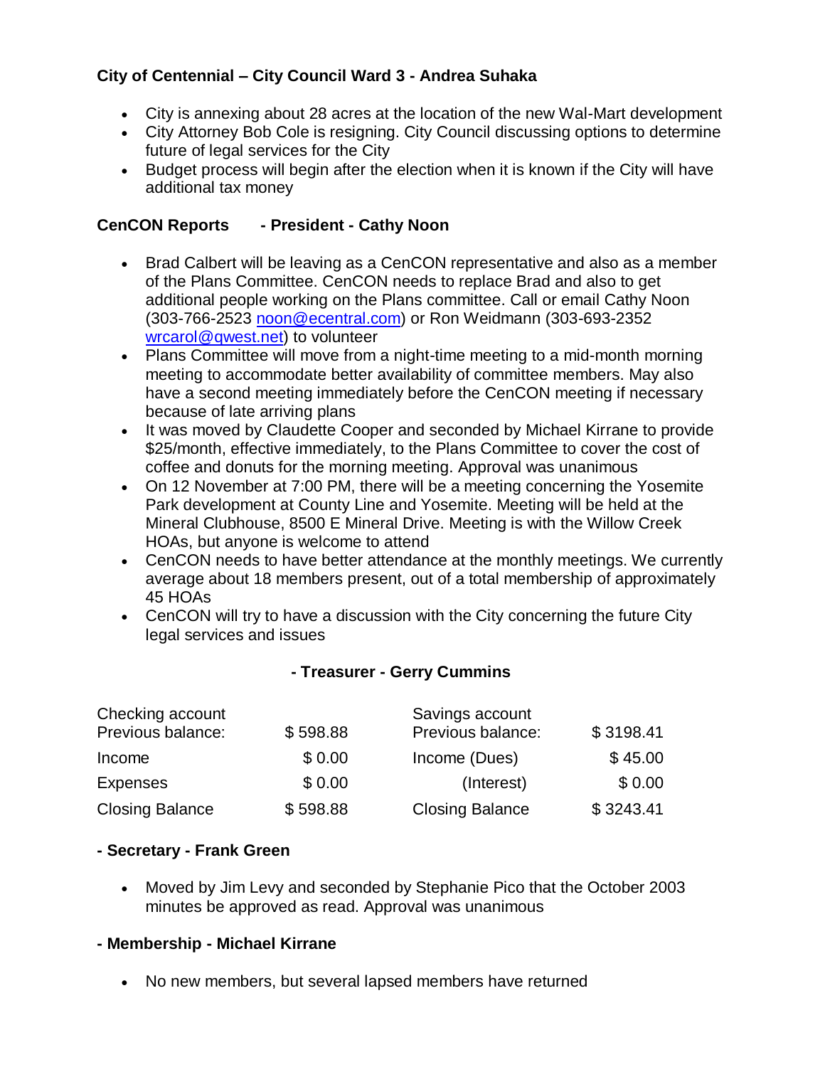**City of Centennial – City Council Ward 3 - Andrea Suhaka**

- City is annexing about 28 acres at the location of the new Wal-Mart development
- City Attorney Bob Cole is resigning. City Council discussing options to determine future of legal services for the City
- Budget process will begin after the election when it is known if the City will have additional tax money

**CenCON Reports - President - Cathy Noon**

- Brad Calbert will be leaving as a CenCON representative and also as a member of the Plans Committee. CenCON needs to replace Brad and also to get additional people working on the Plans committee. Call or email Cathy Noon (303-766-2523 noon@ecentral.com) or Ron Weidmann (303-693-2352 wrcarol@qwest.net) to volunteer
- Plans Committee will move from a night-time meeting to a mid-month morning meeting to accommodate better availability of committee members. May also have a second meeting immediately before the CenCON meeting if necessary because of late arriving plans
- It was moved by Claudette Cooper and seconded by Michael Kirrane to provide $25/month, effective immediately, to the Plans Committee to cover the cost of coffee and donuts for the morning meeting. Approval was unanimous
- On 12 November at 7:00 PM, there will be a meeting concerning the Yosemite Park development at County Line and Yosemite. Meeting will be held at the Mineral Clubhouse, 8500 E Mineral Drive. Meeting is with the Willow Creek HOAs, but anyone is welcome to attend
- CenCON needs to have better attendance at the monthly meetings. We currently average about 18 members present, out of a total membership of approximately 45 HOAs
- CenCON will try to have a discussion with the City concerning the future City legal services and issues

**- Treasurer - Gerry Cummins**

| Checking account | | Savings account | |
|---|---|---|---|
| Previous balance: | $ 598.88 | Previous balance: | $ 3198.41 |
| Income | $ 0.00 | Income (Dues) | $ 45.00 |
| Expenses | $ 0.00 | (Interest) | $ 0.00 |
| Closing Balance | $ 598.88 | Closing Balance | $ 3243.41 |

**- Secretary - Frank Green**

- Moved by Jim Levy and seconded by Stephanie Pico that the October 2003 minutes be approved as read. Approval was unanimous

**- Membership - Michael Kirrane**

- No new members, but several lapsed members have returned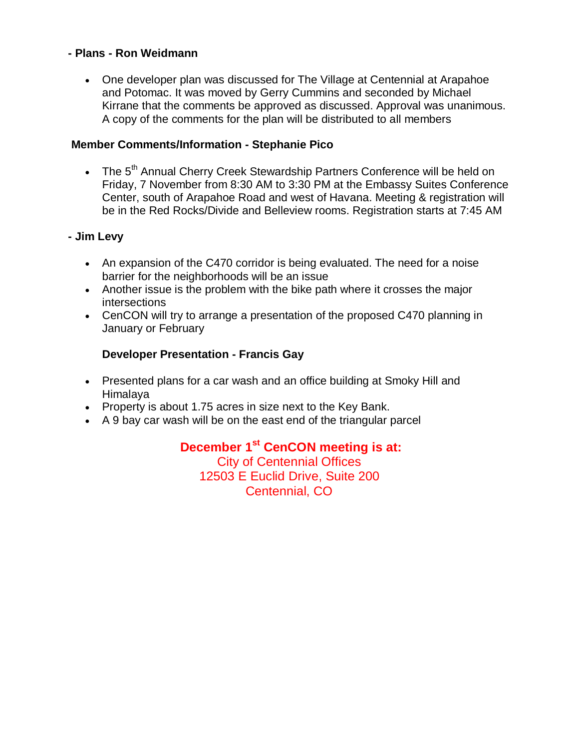**- Plans - Ron Weidmann**

- One developer plan was discussed for The Village at Centennial at Arapahoe and Potomac. It was moved by Gerry Cummins and seconded by Michael Kirrane that the comments be approved as discussed. Approval was unanimous. A copy of the comments for the plan will be distributed to all members

**Member Comments/Information - Stephanie Pico**

- The 5th Annual Cherry Creek Stewardship Partners Conference will be held on Friday, 7 November from 8:30 AM to 3:30 PM at the Embassy Suites Conference Center, south of Arapahoe Road and west of Havana. Meeting & registration will be in the Red Rocks/Divide and Belleview rooms. Registration starts at 7:45 AM

**- Jim Levy**

- An expansion of the C470 corridor is being evaluated. The need for a noise barrier for the neighborhoods will be an issue
- Another issue is the problem with the bike path where it crosses the major intersections
- CenCON will try to arrange a presentation of the proposed C470 planning in January or February

**Developer Presentation - Francis Gay**

- Presented plans for a car wash and an office building at Smoky Hill and Himalaya
- Property is about 1.75 acres in size next to the Key Bank.
- A 9 bay car wash will be on the east end of the triangular parcel

**December 1st CenCON meeting is at:**

City of Centennial Offices
12503 E Euclid Drive, Suite 200
Centennial, CO